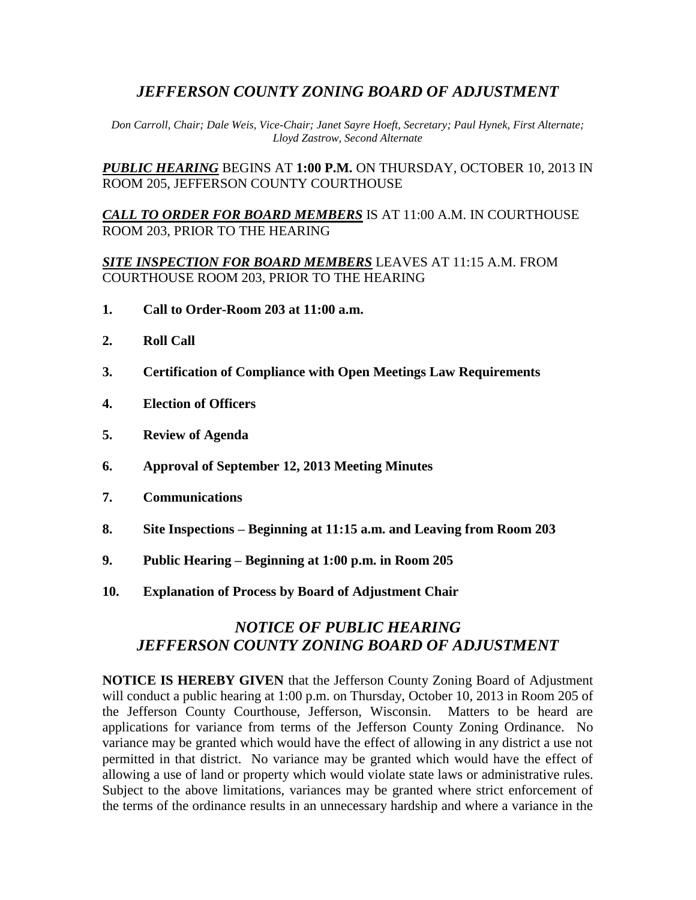# *JEFFERSON COUNTY ZONING BOARD OF ADJUSTMENT*

*Don Carroll, Chair; Dale Weis, Vice-Chair; Janet Sayre Hoeft, Secretary; Paul Hynek, First Alternate; Lloyd Zastrow, Second Alternate*

***PUBLIC HEARING*** BEGINS AT **1:00 P.M.** ON THURSDAY, OCTOBER 10, 2013 IN ROOM 205, JEFFERSON COUNTY COURTHOUSE

***CALL TO ORDER FOR BOARD MEMBERS*** IS AT 11:00 A.M. IN COURTHOUSE ROOM 203, PRIOR TO THE HEARING

***SITE INSPECTION FOR BOARD MEMBERS*** LEAVES AT 11:15 A.M. FROM COURTHOUSE ROOM 203, PRIOR TO THE HEARING

1. **Call to Order-Room 203 at 11:00 a.m.**
2. **Roll Call**
3. **Certification of Compliance with Open Meetings Law Requirements**
4. **Election of Officers**
5. **Review of Agenda**
6. **Approval of September 12, 2013 Meeting Minutes**
7. **Communications**
8. **Site Inspections – Beginning at 11:15 a.m. and Leaving from Room 203**
9. **Public Hearing – Beginning at 1:00 p.m. in Room 205**
10. **Explanation of Process by Board of Adjustment Chair**

## *NOTICE OF PUBLIC HEARING*
## *JEFFERSON COUNTY ZONING BOARD OF ADJUSTMENT*

**NOTICE IS HEREBY GIVEN** that the Jefferson County Zoning Board of Adjustment will conduct a public hearing at 1:00 p.m. on Thursday, October 10, 2013 in Room 205 of the Jefferson County Courthouse, Jefferson, Wisconsin. Matters to be heard are applications for variance from terms of the Jefferson County Zoning Ordinance. No variance may be granted which would have the effect of allowing in any district a use not permitted in that district. No variance may be granted which would have the effect of allowing a use of land or property which would violate state laws or administrative rules. Subject to the above limitations, variances may be granted where strict enforcement of the terms of the ordinance results in an unnecessary hardship and where a variance in the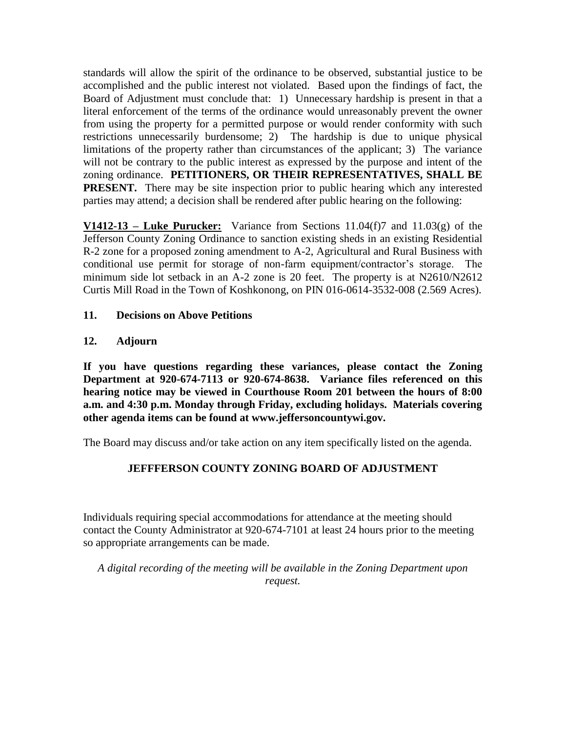standards will allow the spirit of the ordinance to be observed, substantial justice to be accomplished and the public interest not violated. Based upon the findings of fact, the Board of Adjustment must conclude that: 1) Unnecessary hardship is present in that a literal enforcement of the terms of the ordinance would unreasonably prevent the owner from using the property for a permitted purpose or would render conformity with such restrictions unnecessarily burdensome; 2) The hardship is due to unique physical limitations of the property rather than circumstances of the applicant; 3) The variance will not be contrary to the public interest as expressed by the purpose and intent of the zoning ordinance. **PETITIONERS, OR THEIR REPRESENTATIVES, SHALL BE PRESENT.** There may be site inspection prior to public hearing which any interested parties may attend; a decision shall be rendered after public hearing on the following:

**V1412-13 – Luke Purucker:** Variance from Sections 11.04(f)7 and 11.03(g) of the Jefferson County Zoning Ordinance to sanction existing sheds in an existing Residential R-2 zone for a proposed zoning amendment to A-2, Agricultural and Rural Business with conditional use permit for storage of non-farm equipment/contractor's storage. The minimum side lot setback in an A-2 zone is 20 feet. The property is at N2610/N2612 Curtis Mill Road in the Town of Koshkonong, on PIN 016-0614-3532-008 (2.569 Acres).

**11. Decisions on Above Petitions**

**12. Adjourn**

**If you have questions regarding these variances, please contact the Zoning Department at 920-674-7113 or 920-674-8638. Variance files referenced on this hearing notice may be viewed in Courthouse Room 201 between the hours of 8:00 a.m. and 4:30 p.m. Monday through Friday, excluding holidays. Materials covering other agenda items can be found at www.jeffersoncountywi.gov.**

The Board may discuss and/or take action on any item specifically listed on the agenda.

**JEFFFERSON COUNTY ZONING BOARD OF ADJUSTMENT**

Individuals requiring special accommodations for attendance at the meeting should contact the County Administrator at 920-674-7101 at least 24 hours prior to the meeting so appropriate arrangements can be made.

*A digital recording of the meeting will be available in the Zoning Department upon request.*